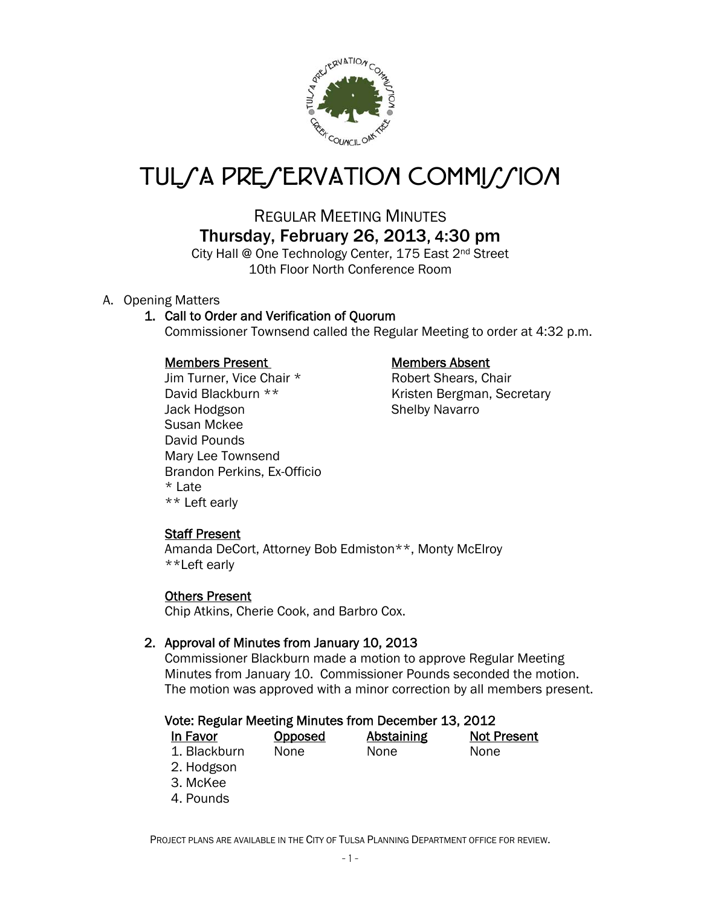# TULSA PRESERVATION COMMISSION

## REGULAR MEETING MINUTES

### Thursday, February 26, 2013, 4:30 pm

City Hall @ One Technology Center, 175 East 2nd Street
10th Floor North Conference Room

A. Opening Matters

1. **Call to Order and Verification of Quorum**
   Commissioner Townsend called the Regular Meeting to order at 4:32 p.m.

   **Members Present**
   Jim Turner, Vice Chair *
   David Blackburn **
   Jack Hodgson
   Susan Mckee
   David Pounds
   Mary Lee Townsend
   Brandon Perkins, Ex-Officio
   \* Late
   \** Left early

   **Members Absent**
   Robert Shears, Chair
   Kristen Bergman, Secretary
   Shelby Navarro

   **Staff Present**
   Amanda DeCort, Attorney Bob Edmiston**, Monty McElroy
   **Left early

   **Others Present**
   Chip Atkins, Cherie Cook, and Barbro Cox.

2. **Approval of Minutes from January 10, 2013**
   Commissioner Blackburn made a motion to approve Regular Meeting Minutes from January 10. Commissioner Pounds seconded the motion. The motion was approved with a minor correction by all members present.

   **Vote: Regular Meeting Minutes from December 13, 2012**

| In Favor | Opposed | Abstaining | Not Present |
|---|---|---|---|
| 1. Blackburn | None | None | None |
| 2. Hodgson | | | |
| 3. McKee | | | |
| 4. Pounds | | | |

PROJECT PLANS ARE AVAILABLE IN THE CITY OF TULSA PLANNING DEPARTMENT OFFICE FOR REVIEW.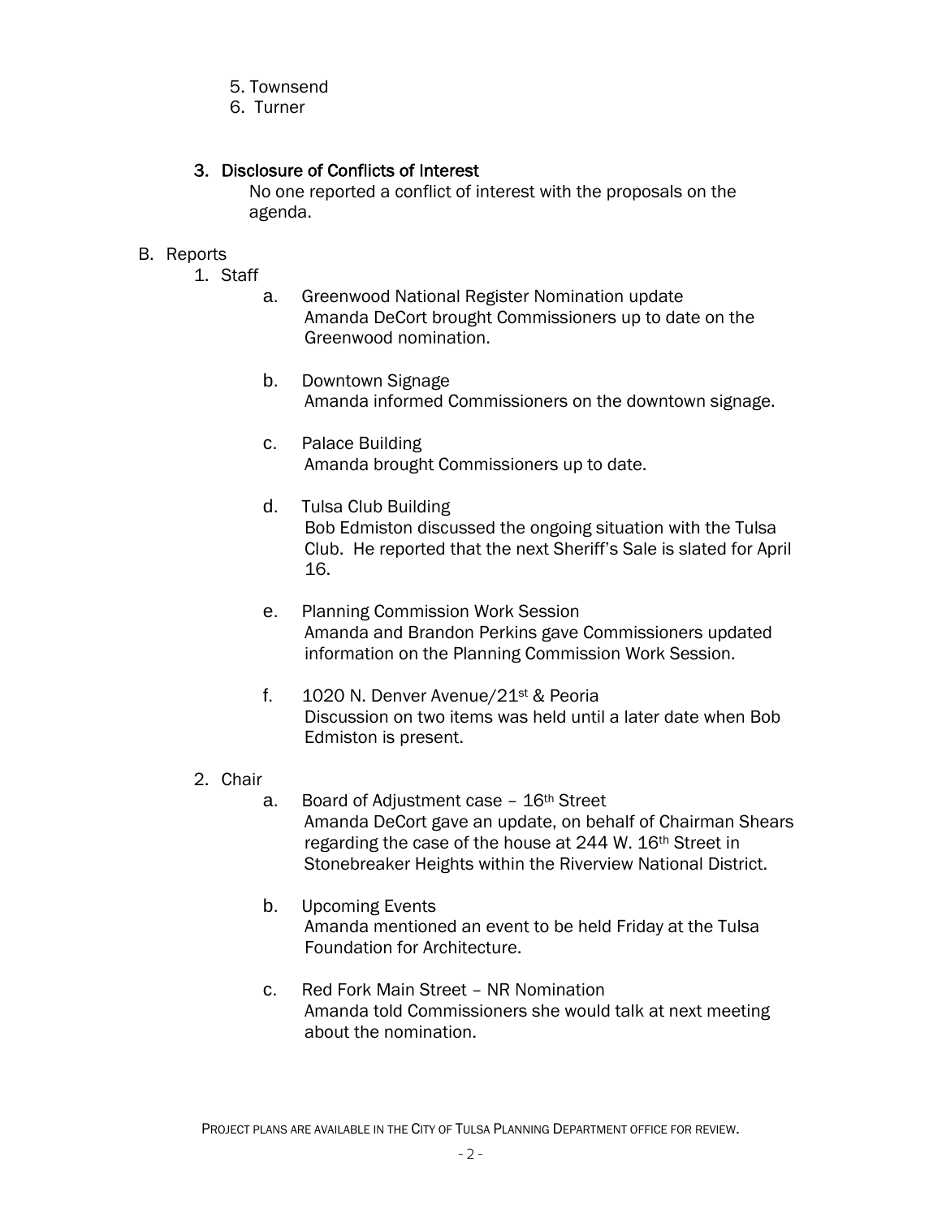5. Townsend
6. Turner

3. Disclosure of Conflicts of Interest

No one reported a conflict of interest with the proposals on the agenda.

B. Reports

1. Staff

a. Greenwood National Register Nomination update
Amanda DeCort brought Commissioners up to date on the Greenwood nomination.

b. Downtown Signage
Amanda informed Commissioners on the downtown signage.

c. Palace Building
Amanda brought Commissioners up to date.

d. Tulsa Club Building
Bob Edmiston discussed the ongoing situation with the Tulsa Club. He reported that the next Sheriff's Sale is slated for April 16.

e. Planning Commission Work Session
Amanda and Brandon Perkins gave Commissioners updated information on the Planning Commission Work Session.

f. 1020 N. Denver Avenue/21st & Peoria
Discussion on two items was held until a later date when Bob Edmiston is present.

2. Chair

a. Board of Adjustment case – 16th Street
Amanda DeCort gave an update, on behalf of Chairman Shears regarding the case of the house at 244 W. 16th Street in Stonebreaker Heights within the Riverview National District.

b. Upcoming Events
Amanda mentioned an event to be held Friday at the Tulsa Foundation for Architecture.

c. Red Fork Main Street – NR Nomination
Amanda told Commissioners she would talk at next meeting about the nomination.

PROJECT PLANS ARE AVAILABLE IN THE CITY OF TULSA PLANNING DEPARTMENT OFFICE FOR REVIEW.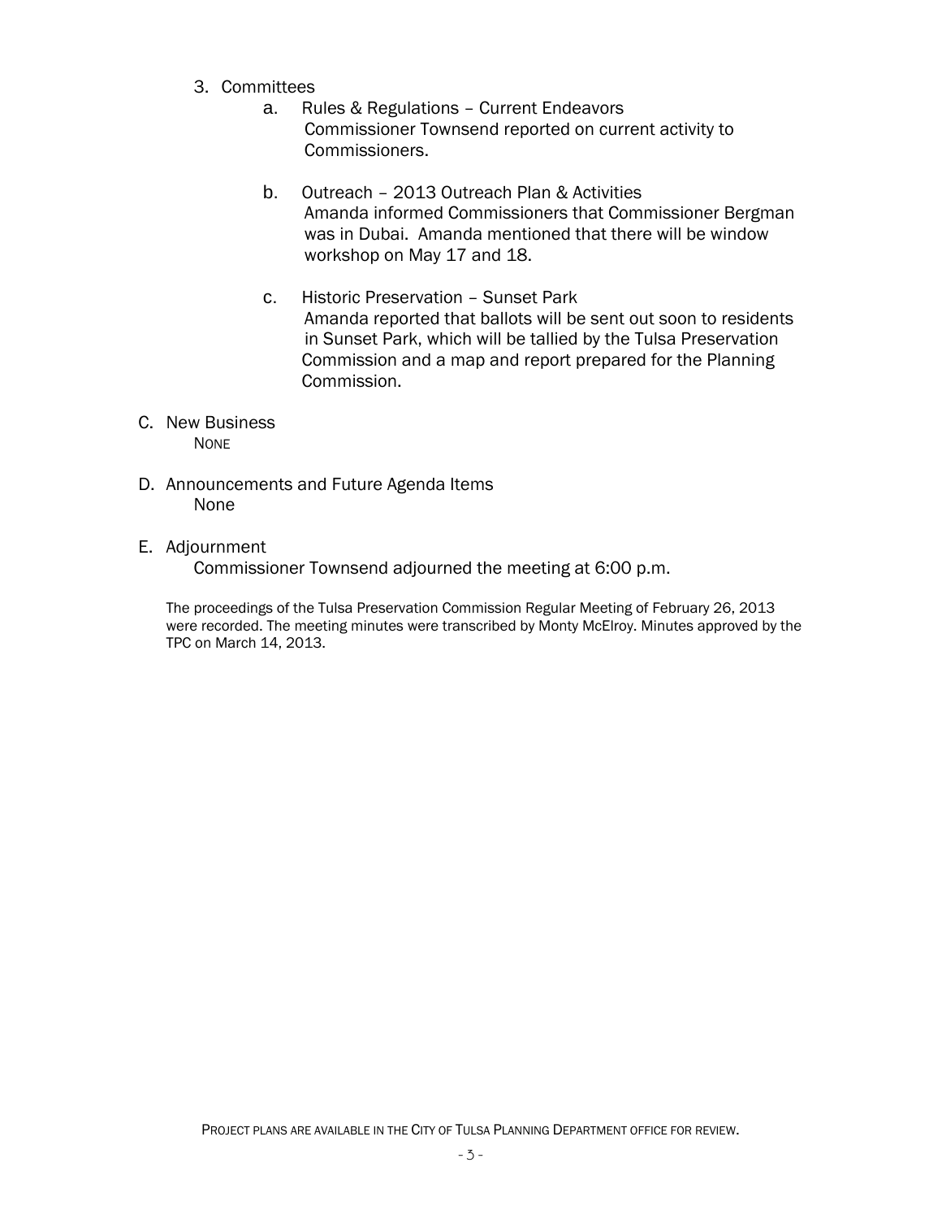3. Committees
    a. Rules & Regulations – Current Endeavors
       Commissioner Townsend reported on current activity to Commissioners.

    b. Outreach – 2013 Outreach Plan & Activities
       Amanda informed Commissioners that Commissioner Bergman was in Dubai. Amanda mentioned that there will be window workshop on May 17 and 18.

    c. Historic Preservation – Sunset Park
       Amanda reported that ballots will be sent out soon to residents in Sunset Park, which will be tallied by the Tulsa Preservation Commission and a map and report prepared for the Planning Commission.

C. New Business
   NONE

D. Announcements and Future Agenda Items
   None

E. Adjournment
   Commissioner Townsend adjourned the meeting at 6:00 p.m.

The proceedings of the Tulsa Preservation Commission Regular Meeting of February 26, 2013 were recorded. The meeting minutes were transcribed by Monty McElroy. Minutes approved by the TPC on March 14, 2013.

PROJECT PLANS ARE AVAILABLE IN THE CITY OF TULSA PLANNING DEPARTMENT OFFICE FOR REVIEW.